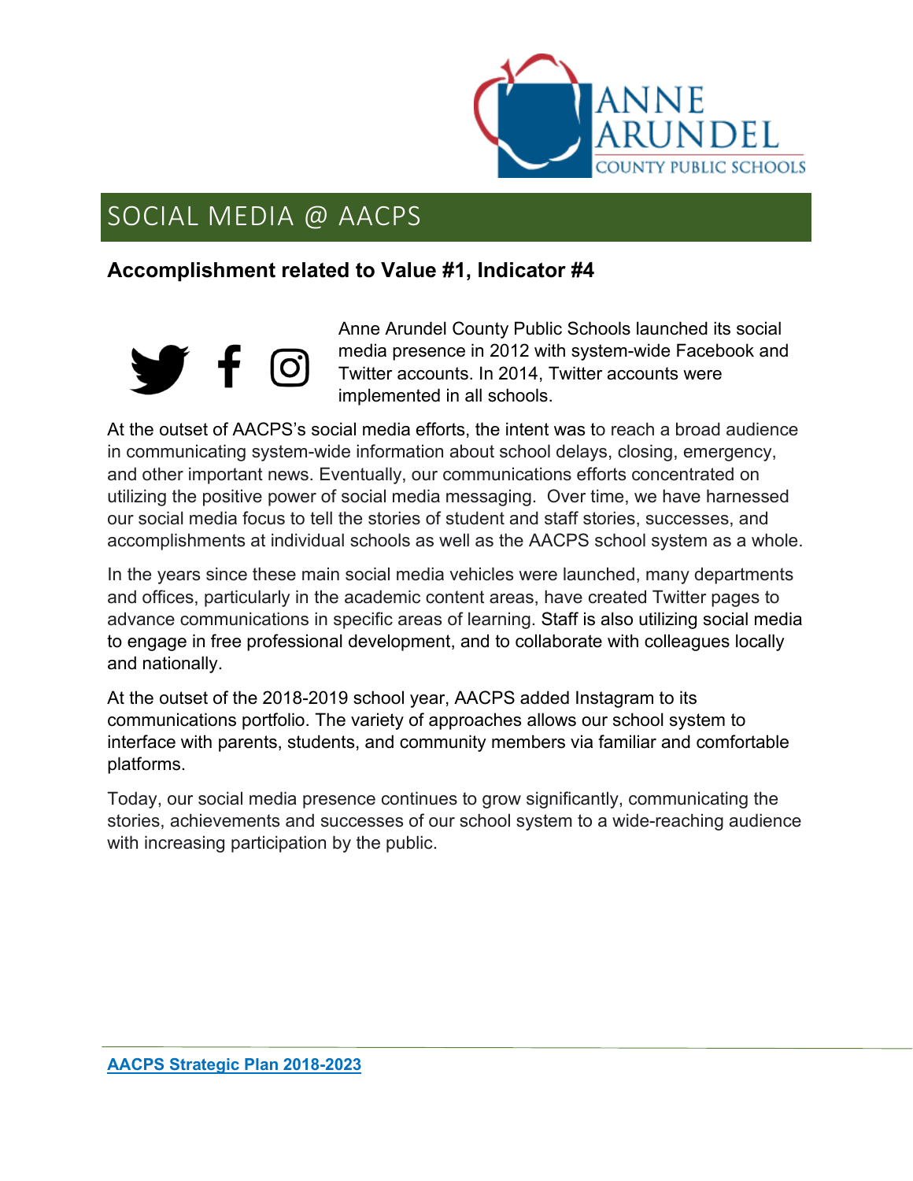# SOCIAL MEDIA @ AACPS

## Accomplishment related to Value #1, Indicator #4

Anne Arundel County Public Schools launched its social media presence in 2012 with system-wide Facebook and Twitter accounts. In 2014, Twitter accounts were implemented in all schools.

At the outset of AACPS's social media efforts, the intent was to reach a broad audience in communicating system-wide information about school delays, closing, emergency, and other important news. Eventually, our communications efforts concentrated on utilizing the positive power of social media messaging. Over time, we have harnessed our social media focus to tell the stories of student and staff stories, successes, and accomplishments at individual schools as well as the AACPS school system as a whole.

In the years since these main social media vehicles were launched, many departments and offices, particularly in the academic content areas, have created Twitter pages to advance communications in specific areas of learning. Staff is also utilizing social media to engage in free professional development, and to collaborate with colleagues locally and nationally.

At the outset of the 2018-2019 school year, AACPS added Instagram to its communications portfolio. The variety of approaches allows our school system to interface with parents, students, and community members via familiar and comfortable platforms.

Today, our social media presence continues to grow significantly, communicating the stories, achievements and successes of our school system to a wide-reaching audience with increasing participation by the public.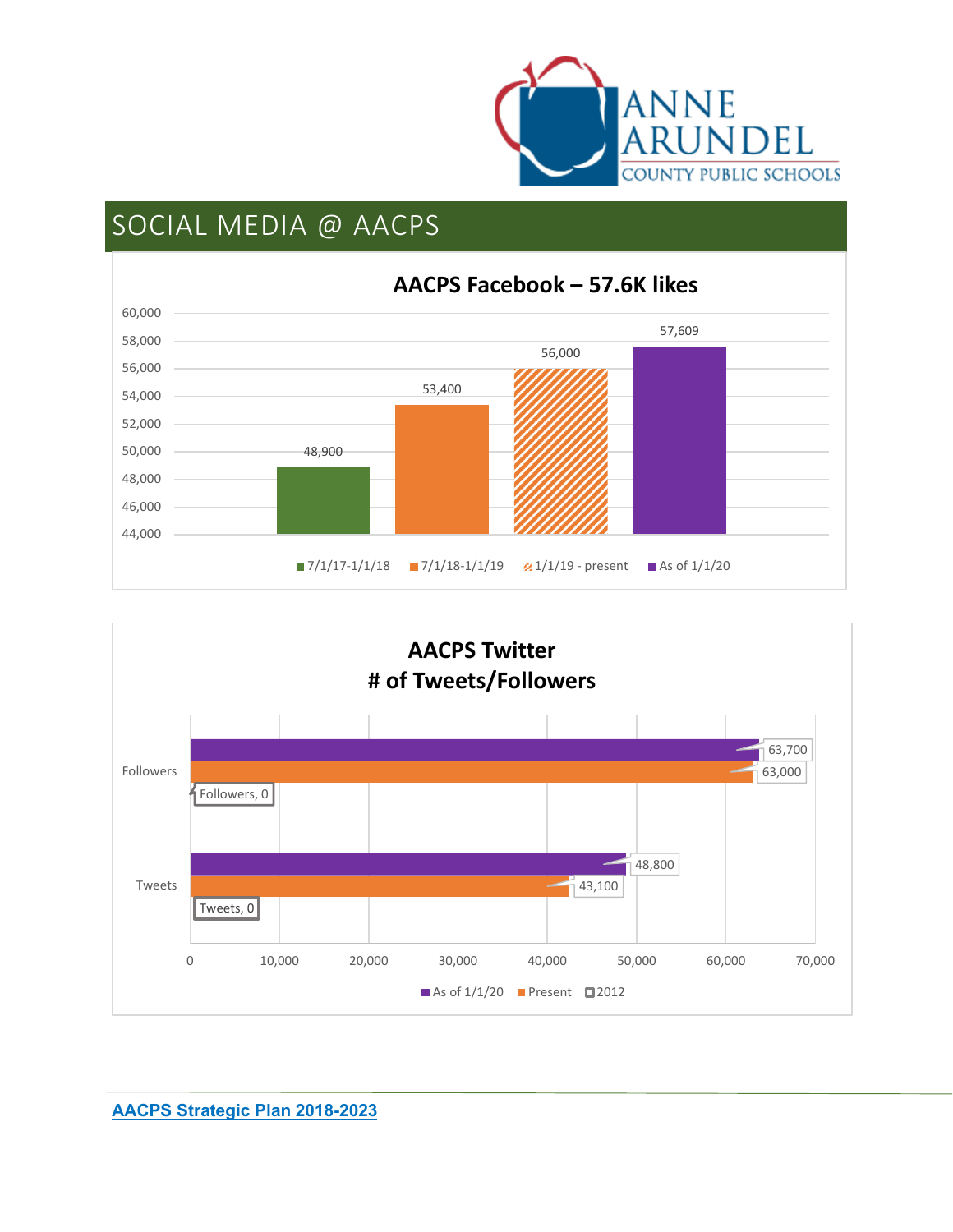# SOCIAL MEDIA @ AACPS

**AACPS Facebook – 57.6K likes**

60,000
58,000
56,000
54,000
52,000
50,000
48,000
46,000
44,000

48,900
53,400
56,000
57,609

7/1/17-1/1/18
7/1/18-1/1/19
1/1/19 - present
As of 1/1/20

**AACPS Twitter**
**# of Tweets/Followers**

Followers
63,700
63,000
Followers, 0

Tweets
48,800
43,100
Tweets, 0

0
10,000
20,000
30,000
40,000
50,000
60,000
70,000

As of 1/1/20
Present
2012

AACPS Strategic Plan 2018-2023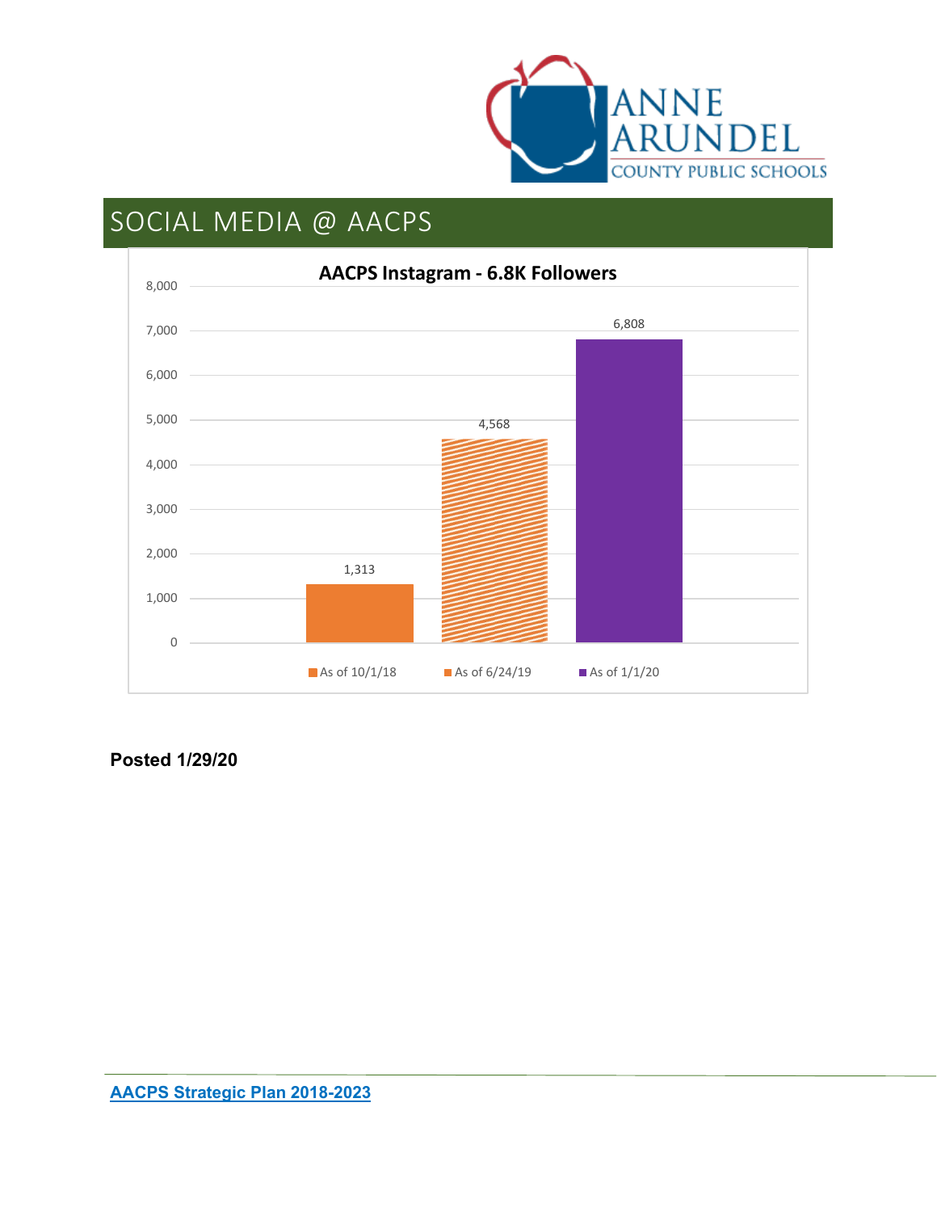# SOCIAL MEDIA @ AACPS

**AACPS Instagram - 6.8K Followers**

8,000
7,000
6,000
5,000
4,000
3,000
2,000
1,000
0

1,313
4,568
6,808

As of 10/1/18
As of 6/24/19
As of 1/1/20

**Posted 1/29/20**

**AACPS Strategic Plan 2018-2023**